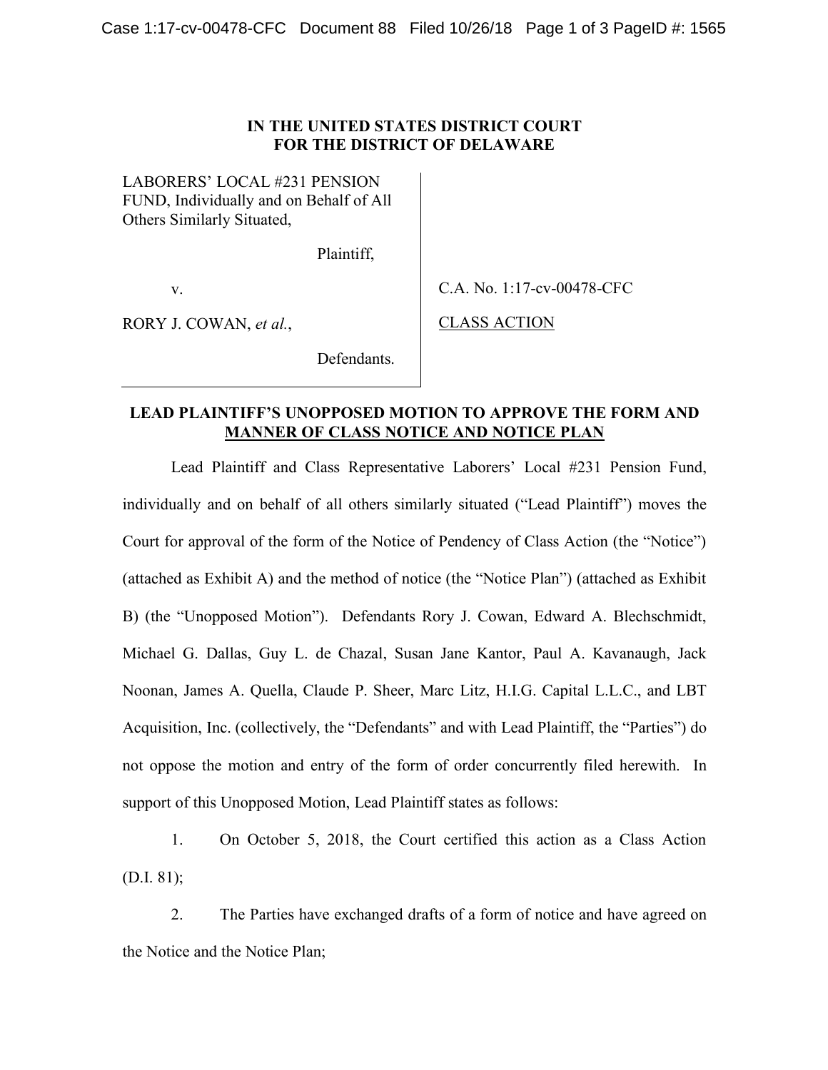**IN THE UNITED STATES DISTRICT COURT**
**FOR THE DISTRICT OF DELAWARE**

| | |
|---|---|
| LABORERS' LOCAL #231 PENSION FUND, Individually and on Behalf of All Others Similarly Situated,<br><br>Plaintiff,<br><br>v.<br><br>RORY J. COWAN, *et al.*,<br><br>Defendants. | C.A. No. 1:17-cv-00478-CFC<br><br>CLASS ACTION |

**LEAD PLAINTIFF'S UNOPPOSED MOTION TO APPROVE THE FORM AND MANNER OF CLASS NOTICE AND NOTICE PLAN**

Lead Plaintiff and Class Representative Laborers' Local #231 Pension Fund, individually and on behalf of all others similarly situated ("Lead Plaintiff") moves the Court for approval of the form of the Notice of Pendency of Class Action (the "Notice") (attached as Exhibit A) and the method of notice (the "Notice Plan") (attached as Exhibit B) (the "Unopposed Motion"). Defendants Rory J. Cowan, Edward A. Blechschmidt, Michael G. Dallas, Guy L. de Chazal, Susan Jane Kantor, Paul A. Kavanaugh, Jack Noonan, James A. Quella, Claude P. Sheer, Marc Litz, H.I.G. Capital L.L.C., and LBT Acquisition, Inc. (collectively, the "Defendants" and with Lead Plaintiff, the "Parties") do not oppose the motion and entry of the form of order concurrently filed herewith. In support of this Unopposed Motion, Lead Plaintiff states as follows:

1. On October 5, 2018, the Court certified this action as a Class Action (D.I. 81);

2. The Parties have exchanged drafts of a form of notice and have agreed on the Notice and the Notice Plan;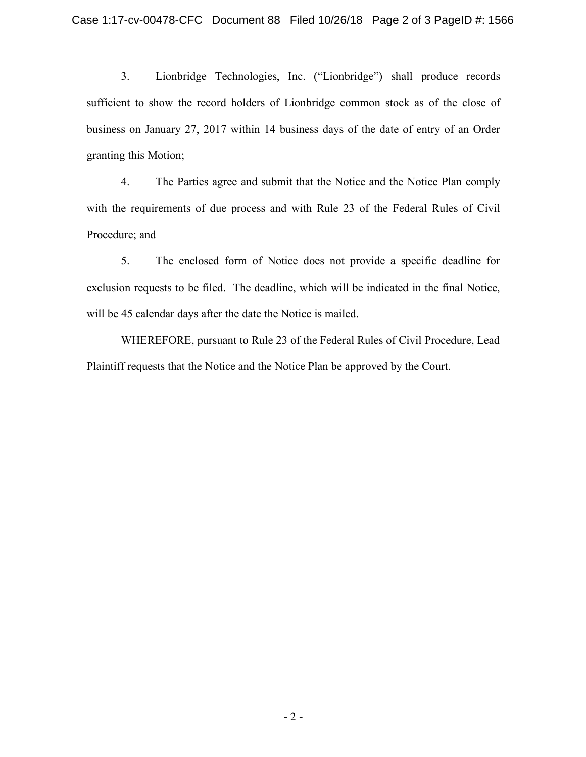3. Lionbridge Technologies, Inc. ("Lionbridge") shall produce records sufficient to show the record holders of Lionbridge common stock as of the close of business on January 27, 2017 within 14 business days of the date of entry of an Order granting this Motion;

4. The Parties agree and submit that the Notice and the Notice Plan comply with the requirements of due process and with Rule 23 of the Federal Rules of Civil Procedure; and

5. The enclosed form of Notice does not provide a specific deadline for exclusion requests to be filed. The deadline, which will be indicated in the final Notice, will be 45 calendar days after the date the Notice is mailed.

WHEREFORE, pursuant to Rule 23 of the Federal Rules of Civil Procedure, Lead Plaintiff requests that the Notice and the Notice Plan be approved by the Court.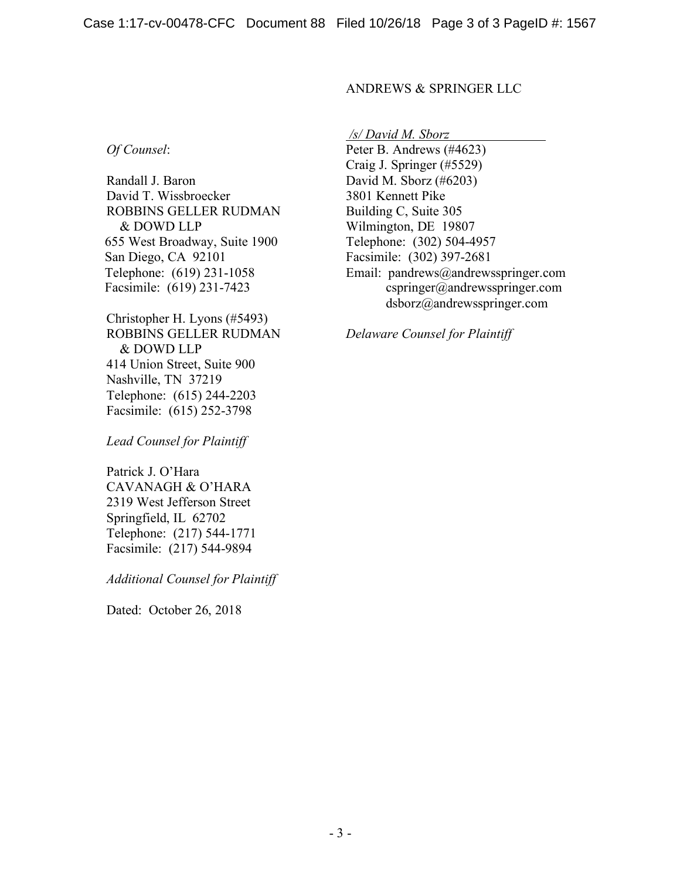ANDREWS & SPRINGER LLC

*/s/ David M. Sborz*

Peter B. Andrews (#4623)
Craig J. Springer (#5529)
David M. Sborz (#6203)
3801 Kennett Pike
Building C, Suite 305
Wilmington, DE 19807
Telephone: (302) 504-4957
Facsimile: (302) 397-2681
Email: pandrews@andrewsspringer.com
cspringer@andrewsspringer.com
dsborz@andrewsspringer.com

*Delaware Counsel for Plaintiff*

*Of Counsel*:

Randall J. Baron
David T. Wissbroecker
ROBBINS GELLER RUDMAN
& DOWD LLP
655 West Broadway, Suite 1900
San Diego, CA 92101
Telephone: (619) 231-1058
Facsimile: (619) 231-7423

Christopher H. Lyons (#5493)
ROBBINS GELLER RUDMAN
& DOWD LLP
414 Union Street, Suite 900
Nashville, TN 37219
Telephone: (615) 244-2203
Facsimile: (615) 252-3798

*Lead Counsel for Plaintiff*

Patrick J. O'Hara
CAVANAGH & O'HARA
2319 West Jefferson Street
Springfield, IL 62702
Telephone: (217) 544-1771
Facsimile: (217) 544-9894

*Additional Counsel for Plaintiff*

Dated: October 26, 2018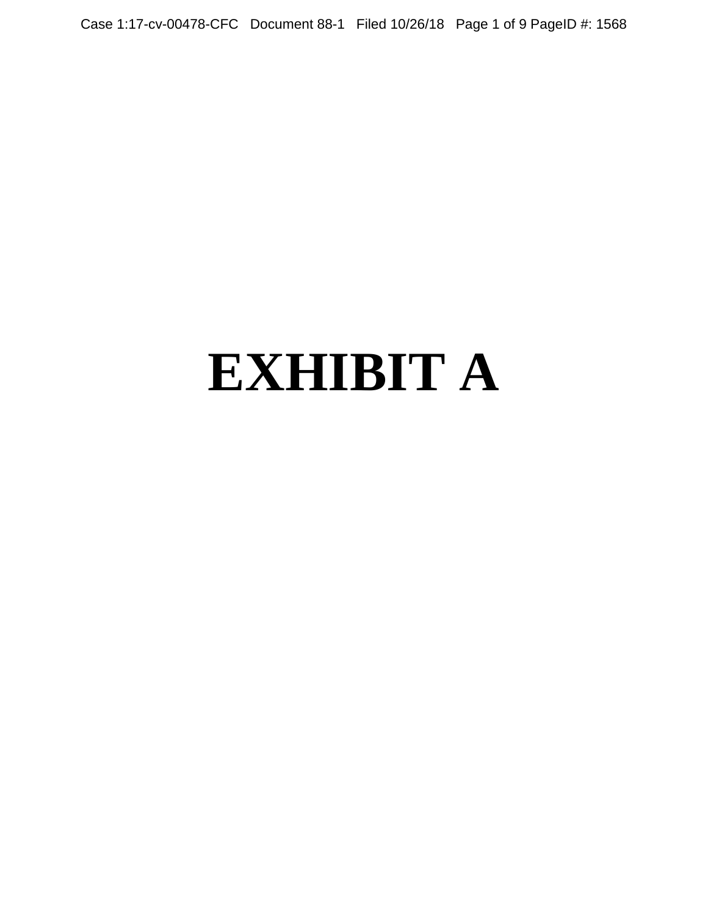# EXHIBIT A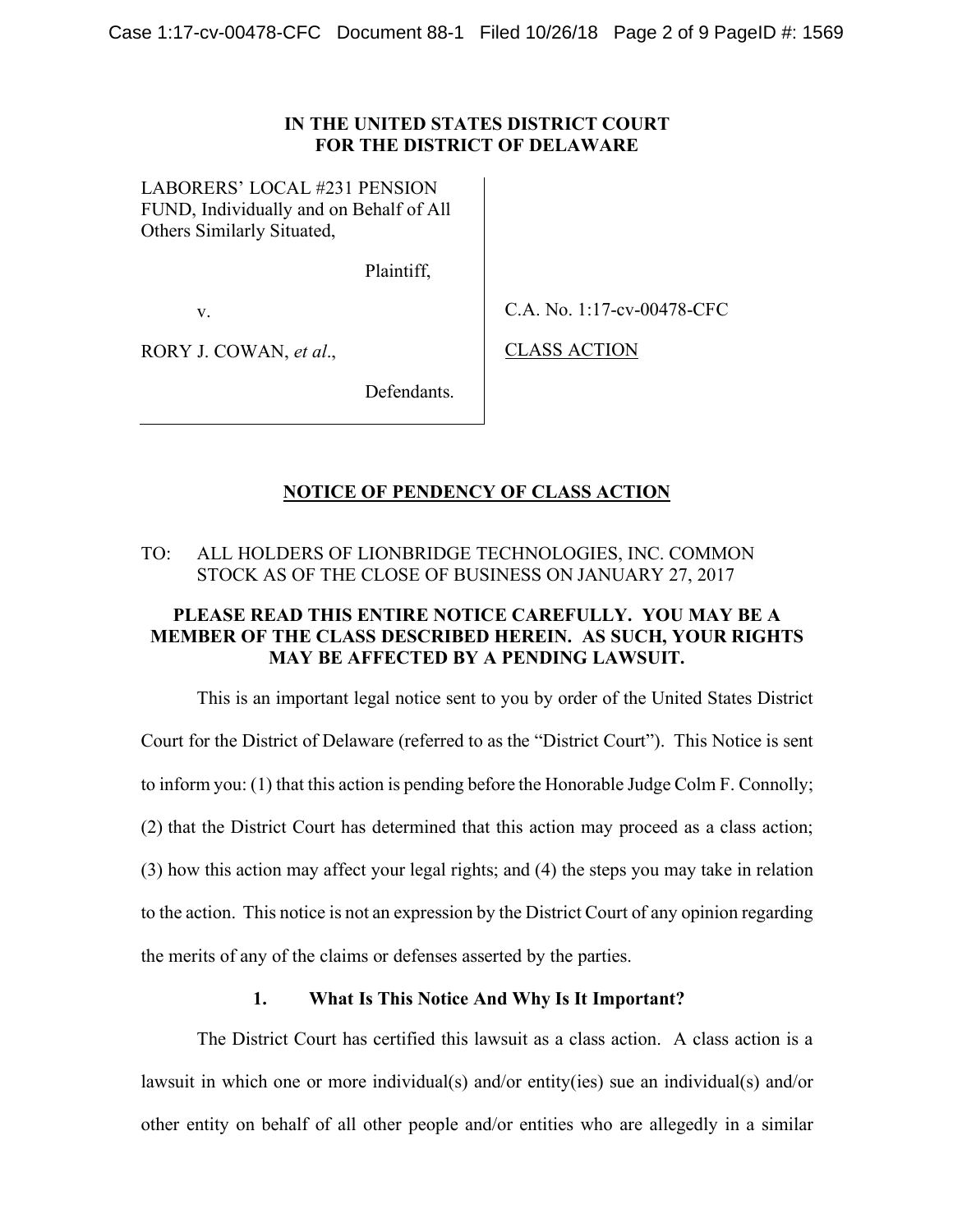**IN THE UNITED STATES DISTRICT COURT**
**FOR THE DISTRICT OF DELAWARE**

| | |
|---|---|
| LABORERS' LOCAL #231 PENSION FUND, Individually and on Behalf of All Others Similarly Situated, | |
| Plaintiff, | |
| v. | C.A. No. 1:17-cv-00478-CFC |
| RORY J. COWAN, *et al*., | CLASS ACTION |
| Defendants. | |

# NOTICE OF PENDENCY OF CLASS ACTION

TO: ALL HOLDERS OF LIONBRIDGE TECHNOLOGIES, INC. COMMON STOCK AS OF THE CLOSE OF BUSINESS ON JANUARY 27, 2017

**PLEASE READ THIS ENTIRE NOTICE CAREFULLY. YOU MAY BE A MEMBER OF THE CLASS DESCRIBED HEREIN. AS SUCH, YOUR RIGHTS MAY BE AFFECTED BY A PENDING LAWSUIT.**

This is an important legal notice sent to you by order of the United States District Court for the District of Delaware (referred to as the "District Court"). This Notice is sent to inform you: (1) that this action is pending before the Honorable Judge Colm F. Connolly; (2) that the District Court has determined that this action may proceed as a class action; (3) how this action may affect your legal rights; and (4) the steps you may take in relation to the action. This notice is not an expression by the District Court of any opinion regarding the merits of any of the claims or defenses asserted by the parties.

## 1. What Is This Notice And Why Is It Important?

The District Court has certified this lawsuit as a class action. A class action is a lawsuit in which one or more individual(s) and/or entity(ies) sue an individual(s) and/or other entity on behalf of all other people and/or entities who are allegedly in a similar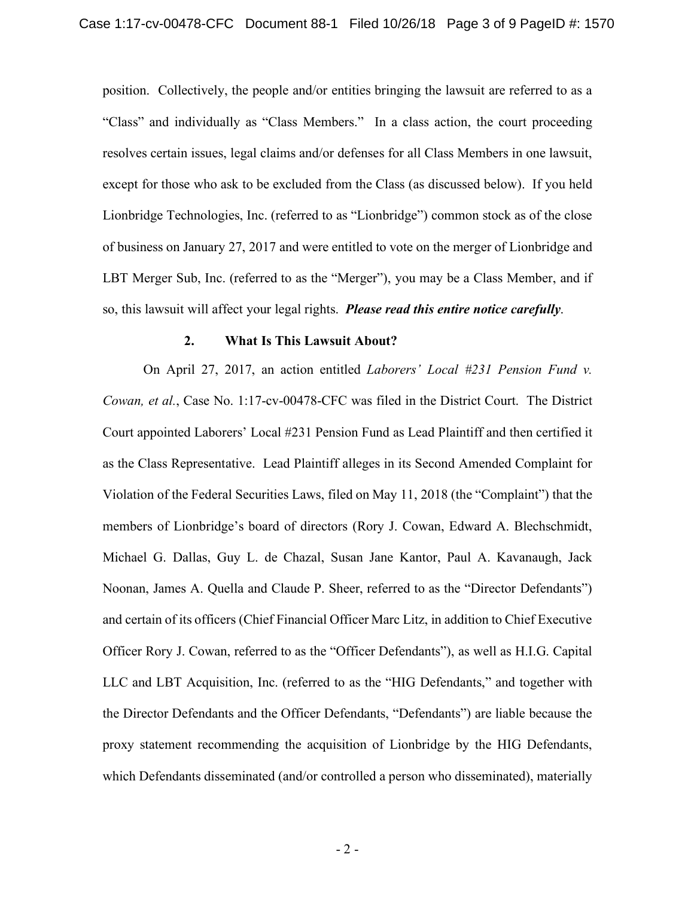position. Collectively, the people and/or entities bringing the lawsuit are referred to as a "Class" and individually as "Class Members." In a class action, the court proceeding resolves certain issues, legal claims and/or defenses for all Class Members in one lawsuit, except for those who ask to be excluded from the Class (as discussed below). If you held Lionbridge Technologies, Inc. (referred to as "Lionbridge") common stock as of the close of business on January 27, 2017 and were entitled to vote on the merger of Lionbridge and LBT Merger Sub, Inc. (referred to as the "Merger"), you may be a Class Member, and if so, this lawsuit will affect your legal rights. ***Please read this entire notice carefully***.

## 2. What Is This Lawsuit About?

On April 27, 2017, an action entitled *Laborers' Local #231 Pension Fund v. Cowan, et al.*, Case No. 1:17-cv-00478-CFC was filed in the District Court. The District Court appointed Laborers' Local #231 Pension Fund as Lead Plaintiff and then certified it as the Class Representative. Lead Plaintiff alleges in its Second Amended Complaint for Violation of the Federal Securities Laws, filed on May 11, 2018 (the "Complaint") that the members of Lionbridge's board of directors (Rory J. Cowan, Edward A. Blechschmidt, Michael G. Dallas, Guy L. de Chazal, Susan Jane Kantor, Paul A. Kavanaugh, Jack Noonan, James A. Quella and Claude P. Sheer, referred to as the "Director Defendants") and certain of its officers (Chief Financial Officer Marc Litz, in addition to Chief Executive Officer Rory J. Cowan, referred to as the "Officer Defendants"), as well as H.I.G. Capital LLC and LBT Acquisition, Inc. (referred to as the "HIG Defendants," and together with the Director Defendants and the Officer Defendants, "Defendants") are liable because the proxy statement recommending the acquisition of Lionbridge by the HIG Defendants, which Defendants disseminated (and/or controlled a person who disseminated), materially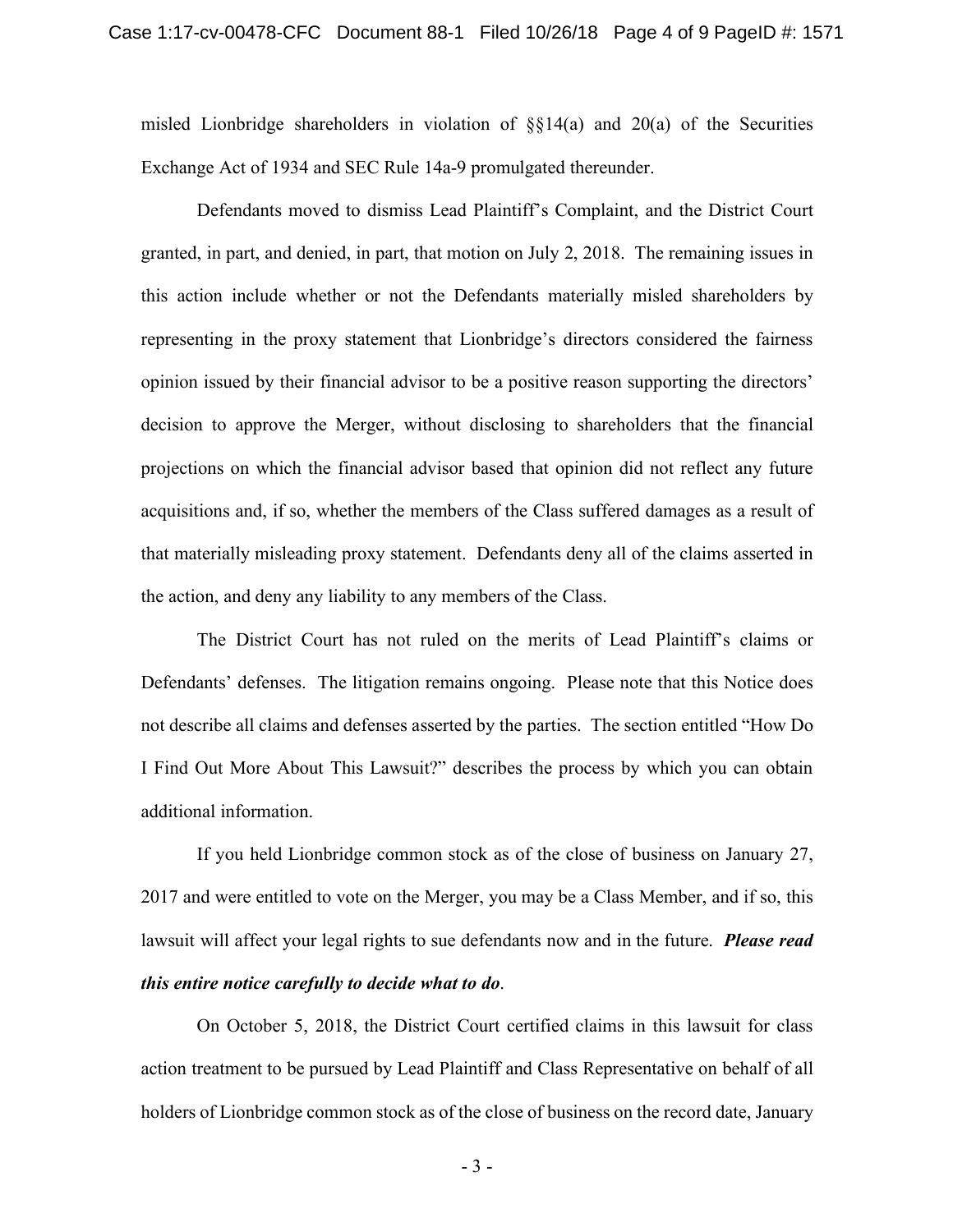misled Lionbridge shareholders in violation of §§14(a) and 20(a) of the Securities Exchange Act of 1934 and SEC Rule 14a-9 promulgated thereunder.

Defendants moved to dismiss Lead Plaintiff's Complaint, and the District Court granted, in part, and denied, in part, that motion on July 2, 2018. The remaining issues in this action include whether or not the Defendants materially misled shareholders by representing in the proxy statement that Lionbridge's directors considered the fairness opinion issued by their financial advisor to be a positive reason supporting the directors' decision to approve the Merger, without disclosing to shareholders that the financial projections on which the financial advisor based that opinion did not reflect any future acquisitions and, if so, whether the members of the Class suffered damages as a result of that materially misleading proxy statement. Defendants deny all of the claims asserted in the action, and deny any liability to any members of the Class.

The District Court has not ruled on the merits of Lead Plaintiff's claims or Defendants' defenses. The litigation remains ongoing. Please note that this Notice does not describe all claims and defenses asserted by the parties. The section entitled "How Do I Find Out More About This Lawsuit?" describes the process by which you can obtain additional information.

If you held Lionbridge common stock as of the close of business on January 27, 2017 and were entitled to vote on the Merger, you may be a Class Member, and if so, this lawsuit will affect your legal rights to sue defendants now and in the future. ***Please read this entire notice carefully to decide what to do***.

On October 5, 2018, the District Court certified claims in this lawsuit for class action treatment to be pursued by Lead Plaintiff and Class Representative on behalf of all holders of Lionbridge common stock as of the close of business on the record date, January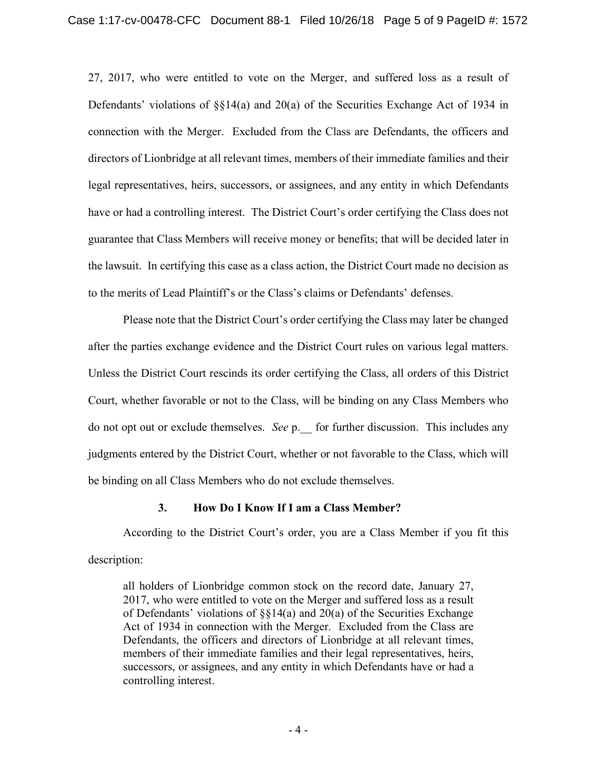27, 2017, who were entitled to vote on the Merger, and suffered loss as a result of Defendants' violations of §§14(a) and 20(a) of the Securities Exchange Act of 1934 in connection with the Merger. Excluded from the Class are Defendants, the officers and directors of Lionbridge at all relevant times, members of their immediate families and their legal representatives, heirs, successors, or assignees, and any entity in which Defendants have or had a controlling interest. The District Court's order certifying the Class does not guarantee that Class Members will receive money or benefits; that will be decided later in the lawsuit. In certifying this case as a class action, the District Court made no decision as to the merits of Lead Plaintiff's or the Class's claims or Defendants' defenses.

Please note that the District Court's order certifying the Class may later be changed after the parties exchange evidence and the District Court rules on various legal matters. Unless the District Court rescinds its order certifying the Class, all orders of this District Court, whether favorable or not to the Class, will be binding on any Class Members who do not opt out or exclude themselves. *See* p.__ for further discussion. This includes any judgments entered by the District Court, whether or not favorable to the Class, which will be binding on all Class Members who do not exclude themselves.

### 3. How Do I Know If I am a Class Member?

According to the District Court's order, you are a Class Member if you fit this description:

> all holders of Lionbridge common stock on the record date, January 27, 2017, who were entitled to vote on the Merger and suffered loss as a result of Defendants' violations of §§14(a) and 20(a) of the Securities Exchange Act of 1934 in connection with the Merger. Excluded from the Class are Defendants, the officers and directors of Lionbridge at all relevant times, members of their immediate families and their legal representatives, heirs, successors, or assignees, and any entity in which Defendants have or had a controlling interest.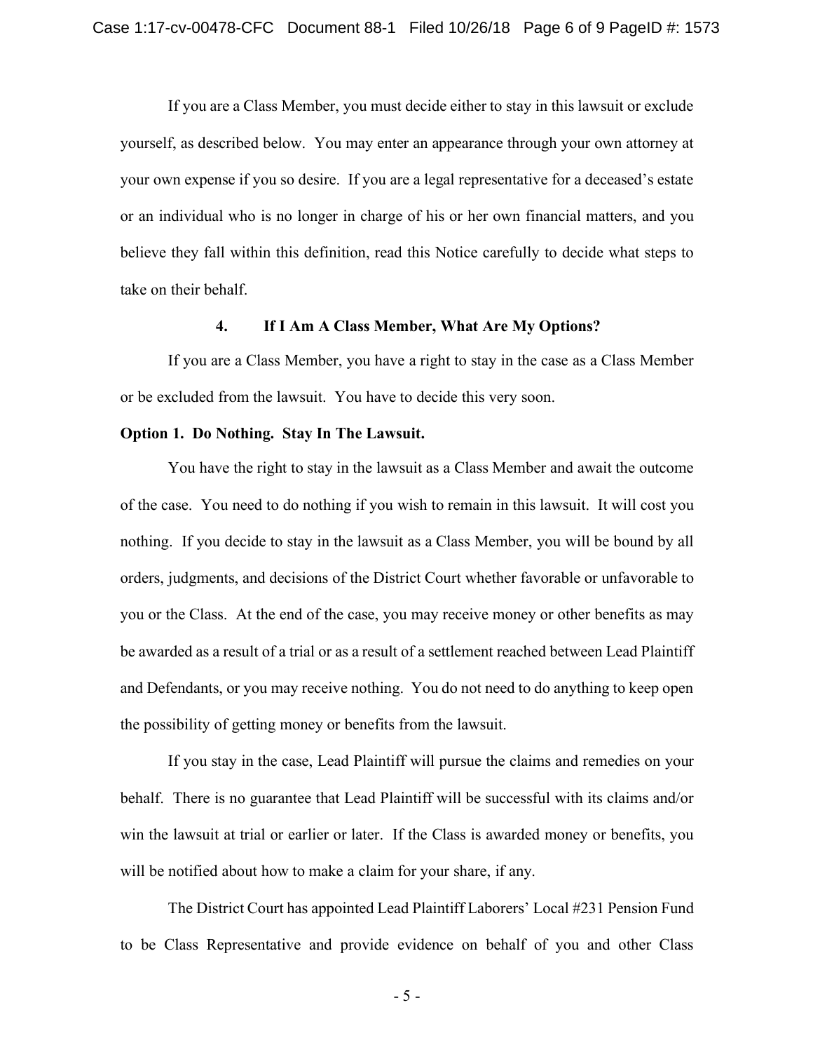If you are a Class Member, you must decide either to stay in this lawsuit or exclude yourself, as described below. You may enter an appearance through your own attorney at your own expense if you so desire. If you are a legal representative for a deceased's estate or an individual who is no longer in charge of his or her own financial matters, and you believe they fall within this definition, read this Notice carefully to decide what steps to take on their behalf.

### 4. If I Am A Class Member, What Are My Options?

If you are a Class Member, you have a right to stay in the case as a Class Member or be excluded from the lawsuit. You have to decide this very soon.

**Option 1. Do Nothing. Stay In The Lawsuit.**

You have the right to stay in the lawsuit as a Class Member and await the outcome of the case. You need to do nothing if you wish to remain in this lawsuit. It will cost you nothing. If you decide to stay in the lawsuit as a Class Member, you will be bound by all orders, judgments, and decisions of the District Court whether favorable or unfavorable to you or the Class. At the end of the case, you may receive money or other benefits as may be awarded as a result of a trial or as a result of a settlement reached between Lead Plaintiff and Defendants, or you may receive nothing. You do not need to do anything to keep open the possibility of getting money or benefits from the lawsuit.

If you stay in the case, Lead Plaintiff will pursue the claims and remedies on your behalf. There is no guarantee that Lead Plaintiff will be successful with its claims and/or win the lawsuit at trial or earlier or later. If the Class is awarded money or benefits, you will be notified about how to make a claim for your share, if any.

The District Court has appointed Lead Plaintiff Laborers' Local #231 Pension Fund to be Class Representative and provide evidence on behalf of you and other Class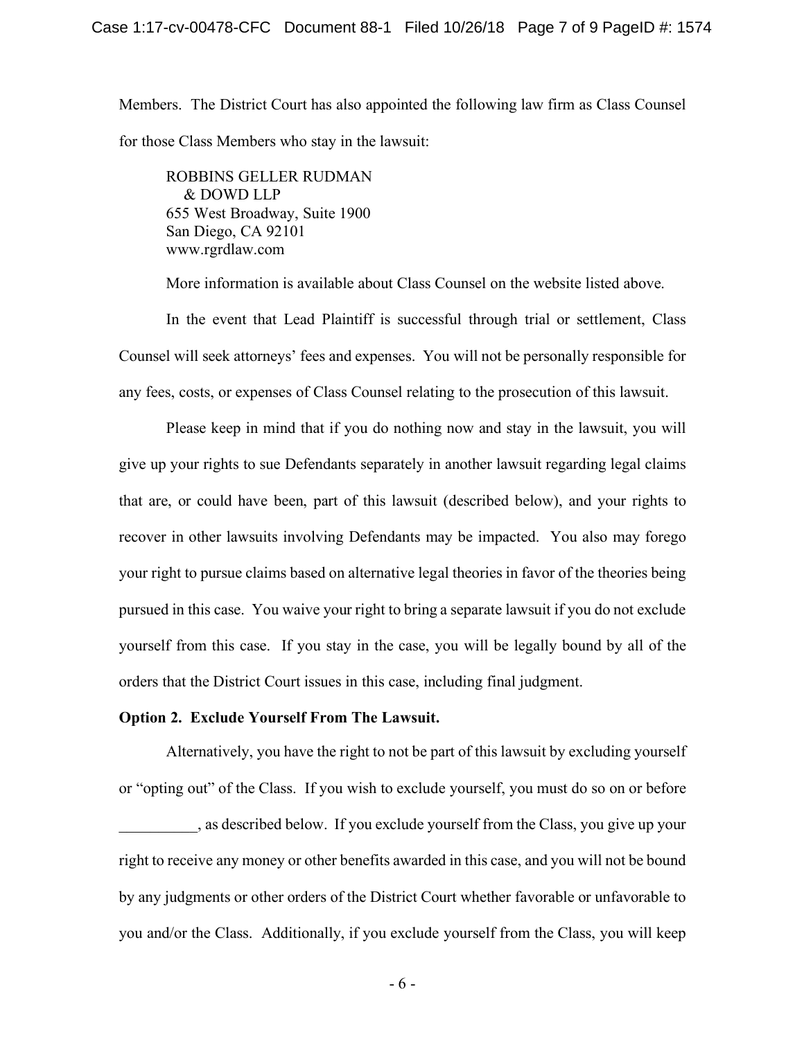Members. The District Court has also appointed the following law firm as Class Counsel for those Class Members who stay in the lawsuit:

> ROBBINS GELLER RUDMAN
> & DOWD LLP
> 655 West Broadway, Suite 1900
> San Diego, CA 92101
> www.rgrdlaw.com

More information is available about Class Counsel on the website listed above.

In the event that Lead Plaintiff is successful through trial or settlement, Class Counsel will seek attorneys' fees and expenses. You will not be personally responsible for any fees, costs, or expenses of Class Counsel relating to the prosecution of this lawsuit.

Please keep in mind that if you do nothing now and stay in the lawsuit, you will give up your rights to sue Defendants separately in another lawsuit regarding legal claims that are, or could have been, part of this lawsuit (described below), and your rights to recover in other lawsuits involving Defendants may be impacted. You also may forego your right to pursue claims based on alternative legal theories in favor of the theories being pursued in this case. You waive your right to bring a separate lawsuit if you do not exclude yourself from this case. If you stay in the case, you will be legally bound by all of the orders that the District Court issues in this case, including final judgment.

**Option 2. Exclude Yourself From The Lawsuit.**

Alternatively, you have the right to not be part of this lawsuit by excluding yourself or "opting out" of the Class. If you wish to exclude yourself, you must do so on or before __________, as described below. If you exclude yourself from the Class, you give up your right to receive any money or other benefits awarded in this case, and you will not be bound by any judgments or other orders of the District Court whether favorable or unfavorable to you and/or the Class. Additionally, if you exclude yourself from the Class, you will keep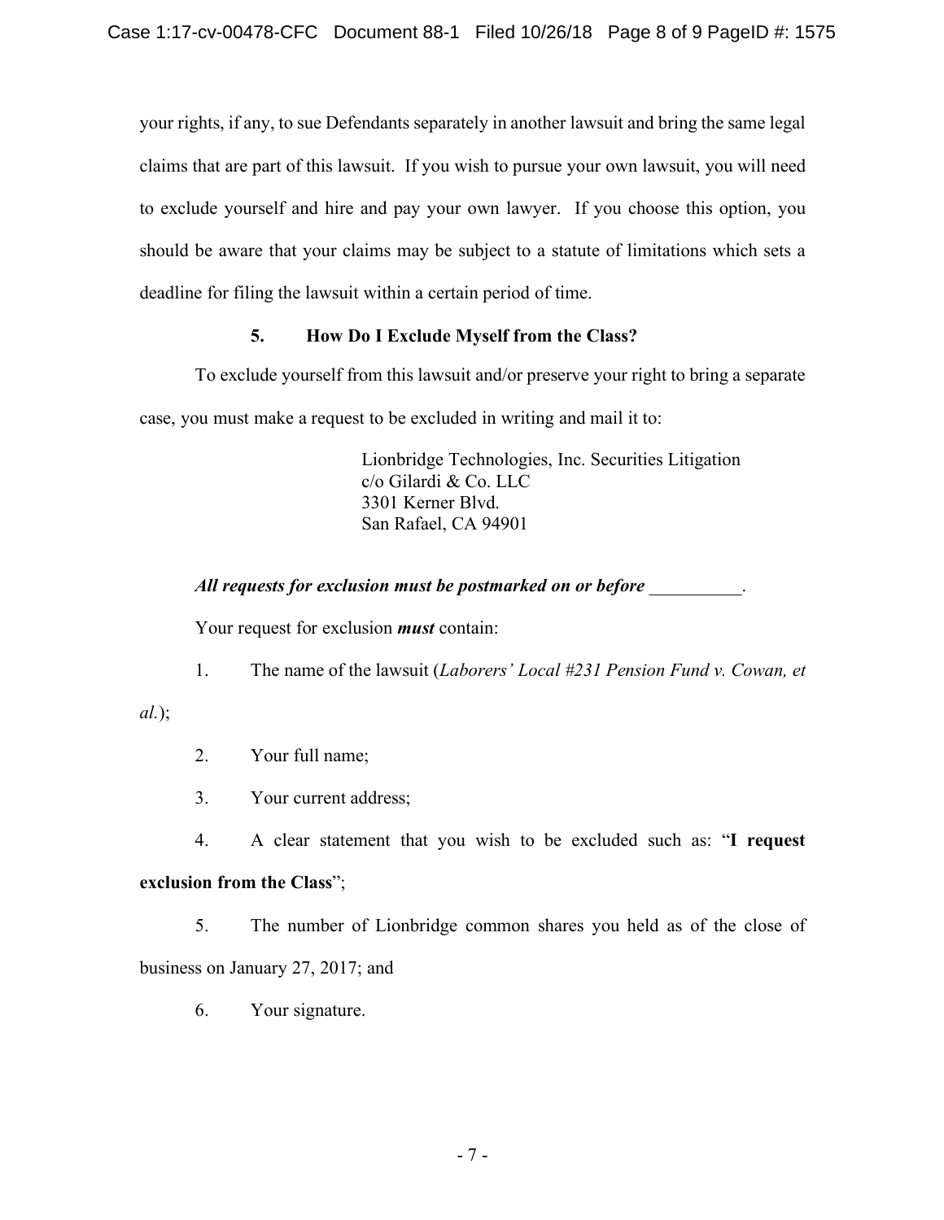your rights, if any, to sue Defendants separately in another lawsuit and bring the same legal claims that are part of this lawsuit. If you wish to pursue your own lawsuit, you will need to exclude yourself and hire and pay your own lawyer. If you choose this option, you should be aware that your claims may be subject to a statute of limitations which sets a deadline for filing the lawsuit within a certain period of time.

### 5. How Do I Exclude Myself from the Class?

To exclude yourself from this lawsuit and/or preserve your right to bring a separate case, you must make a request to be excluded in writing and mail it to:

> Lionbridge Technologies, Inc. Securities Litigation
> c/o Gilardi & Co. LLC
> 3301 Kerner Blvd.
> San Rafael, CA 94901

***All requests for exclusion must be postmarked on or before*** __________.

Your request for exclusion ***must*** contain:

1. The name of the lawsuit (*Laborers' Local #231 Pension Fund v. Cowan, et al.*);
2. Your full name;
3. Your current address;
4. A clear statement that you wish to be excluded such as: "**I request exclusion from the Class**";
5. The number of Lionbridge common shares you held as of the close of business on January 27, 2017; and
6. Your signature.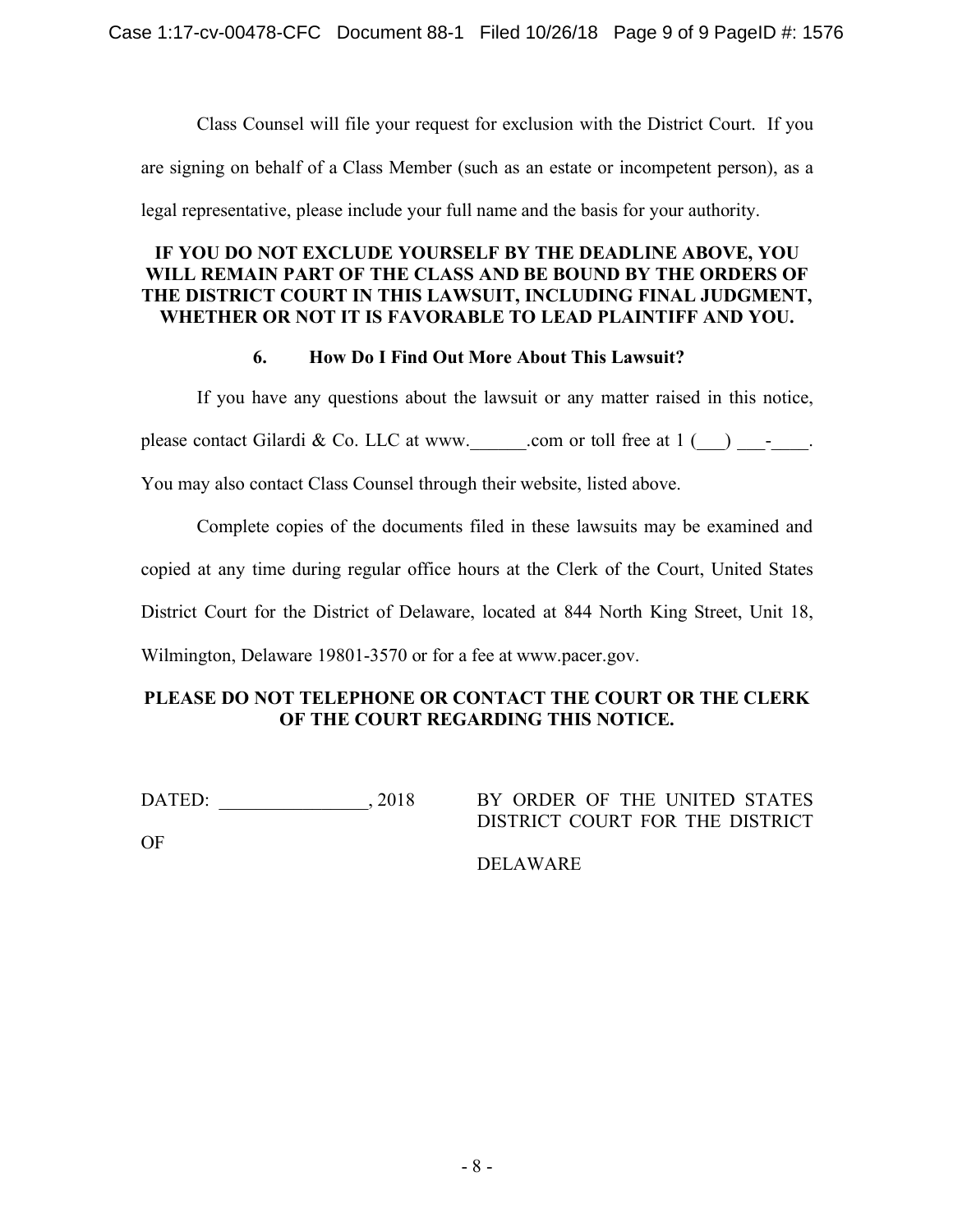Class Counsel will file your request for exclusion with the District Court. If you are signing on behalf of a Class Member (such as an estate or incompetent person), as a legal representative, please include your full name and the basis for your authority.

**IF YOU DO NOT EXCLUDE YOURSELF BY THE DEADLINE ABOVE, YOU WILL REMAIN PART OF THE CLASS AND BE BOUND BY THE ORDERS OF THE DISTRICT COURT IN THIS LAWSUIT, INCLUDING FINAL JUDGMENT, WHETHER OR NOT IT IS FAVORABLE TO LEAD PLAINTIFF AND YOU.**

### 6. How Do I Find Out More About This Lawsuit?

If you have any questions about the lawsuit or any matter raised in this notice, please contact Gilardi & Co. LLC at www.______.com or toll free at 1 (___) ___-____. You may also contact Class Counsel through their website, listed above.

Complete copies of the documents filed in these lawsuits may be examined and copied at any time during regular office hours at the Clerk of the Court, United States District Court for the District of Delaware, located at 844 North King Street, Unit 18, Wilmington, Delaware 19801-3570 or for a fee at www.pacer.gov.

**PLEASE DO NOT TELEPHONE OR CONTACT THE COURT OR THE CLERK OF THE COURT REGARDING THIS NOTICE.**

DATED: ________________, 2018

BY ORDER OF THE UNITED STATES DISTRICT COURT FOR THE DISTRICT OF DELAWARE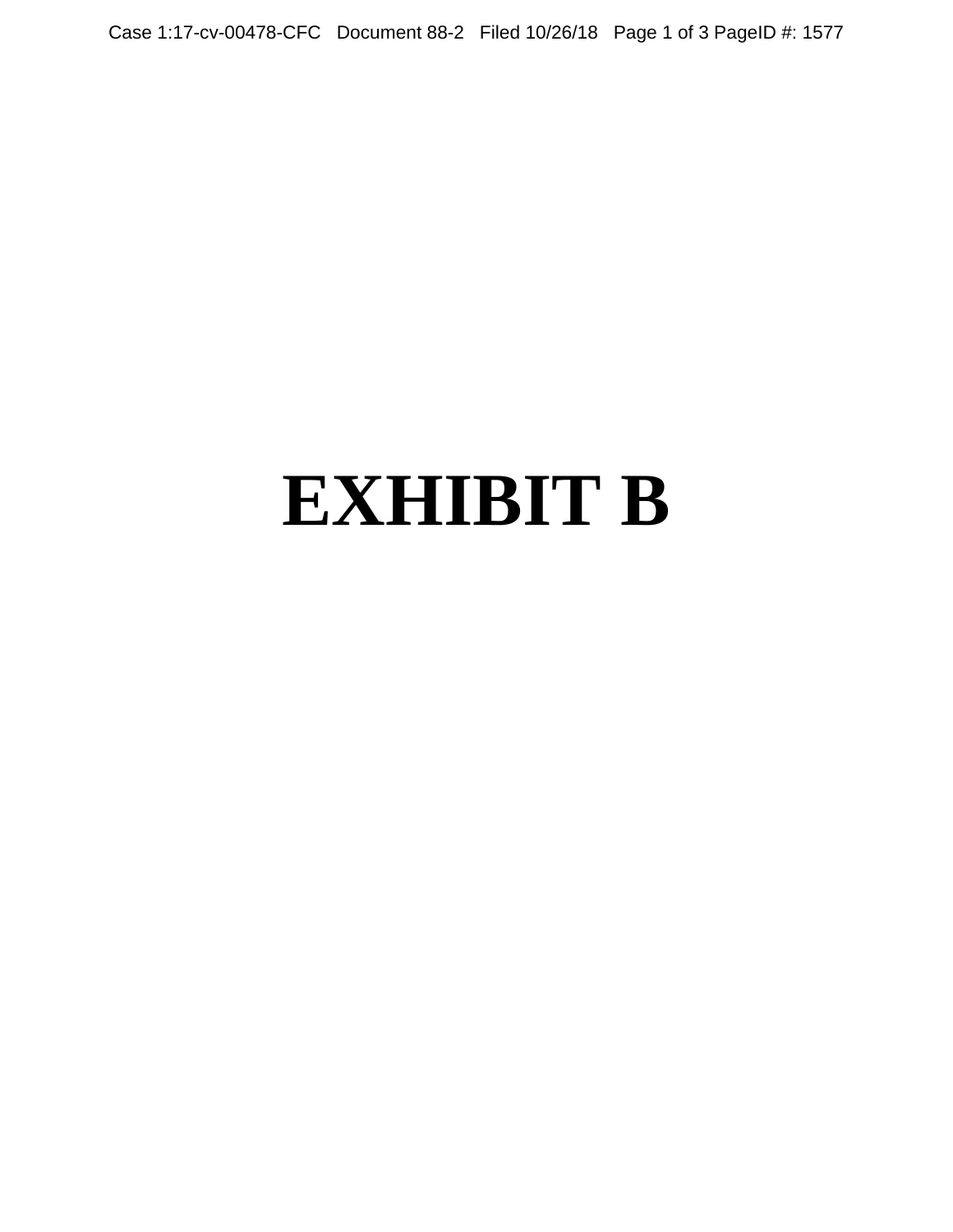# EXHIBIT B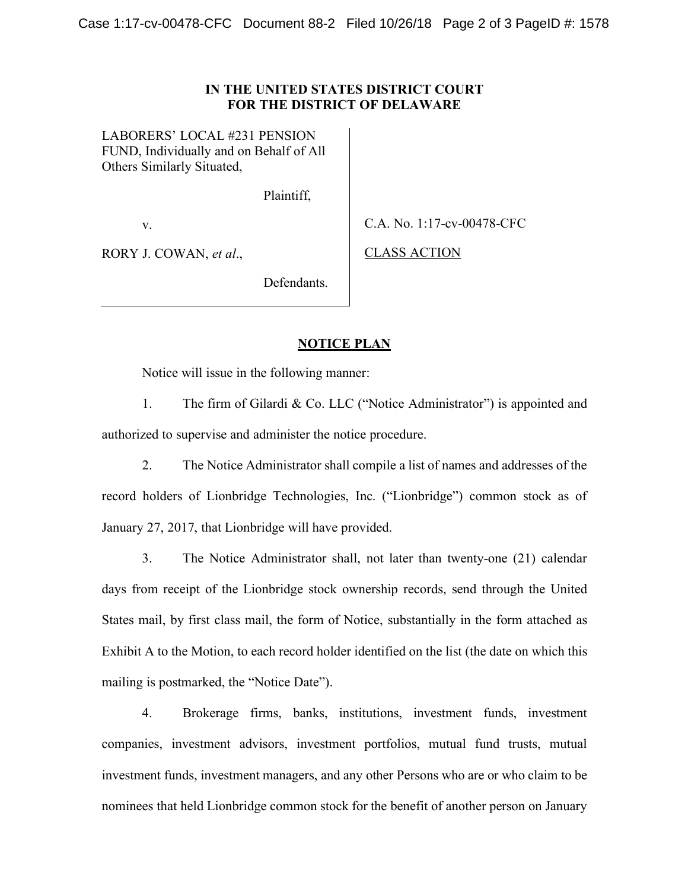**IN THE UNITED STATES DISTRICT COURT**
**FOR THE DISTRICT OF DELAWARE**

| | |
|---|---|
| LABORERS' LOCAL #231 PENSION FUND, Individually and on Behalf of All Others Similarly Situated,<br><br>Plaintiff,<br><br>v.<br><br>RORY J. COWAN, *et al*.,<br><br>Defendants. | C.A. No. 1:17-cv-00478-CFC<br><br>CLASS ACTION |

## NOTICE PLAN

Notice will issue in the following manner:

1. The firm of Gilardi & Co. LLC ("Notice Administrator") is appointed and authorized to supervise and administer the notice procedure.

2. The Notice Administrator shall compile a list of names and addresses of the record holders of Lionbridge Technologies, Inc. ("Lionbridge") common stock as of January 27, 2017, that Lionbridge will have provided.

3. The Notice Administrator shall, not later than twenty-one (21) calendar days from receipt of the Lionbridge stock ownership records, send through the United States mail, by first class mail, the form of Notice, substantially in the form attached as Exhibit A to the Motion, to each record holder identified on the list (the date on which this mailing is postmarked, the "Notice Date").

4. Brokerage firms, banks, institutions, investment funds, investment companies, investment advisors, investment portfolios, mutual fund trusts, mutual investment funds, investment managers, and any other Persons who are or who claim to be nominees that held Lionbridge common stock for the benefit of another person on January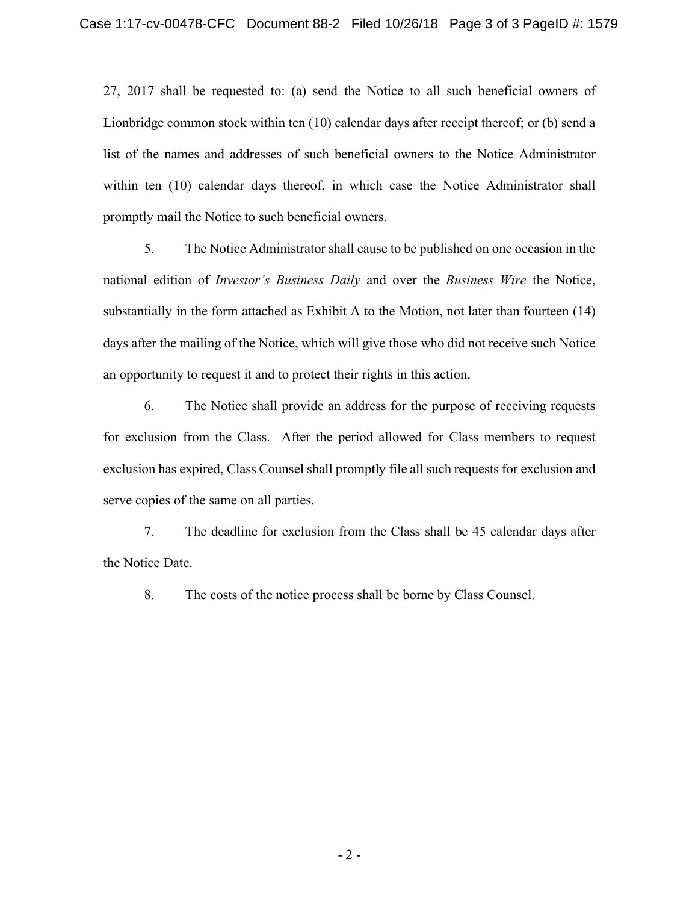27, 2017 shall be requested to: (a) send the Notice to all such beneficial owners of Lionbridge common stock within ten (10) calendar days after receipt thereof; or (b) send a list of the names and addresses of such beneficial owners to the Notice Administrator within ten (10) calendar days thereof, in which case the Notice Administrator shall promptly mail the Notice to such beneficial owners.

5. The Notice Administrator shall cause to be published on one occasion in the national edition of *Investor's Business Daily* and over the *Business Wire* the Notice, substantially in the form attached as Exhibit A to the Motion, not later than fourteen (14) days after the mailing of the Notice, which will give those who did not receive such Notice an opportunity to request it and to protect their rights in this action.

6. The Notice shall provide an address for the purpose of receiving requests for exclusion from the Class. After the period allowed for Class members to request exclusion has expired, Class Counsel shall promptly file all such requests for exclusion and serve copies of the same on all parties.

7. The deadline for exclusion from the Class shall be 45 calendar days after the Notice Date.

8. The costs of the notice process shall be borne by Class Counsel.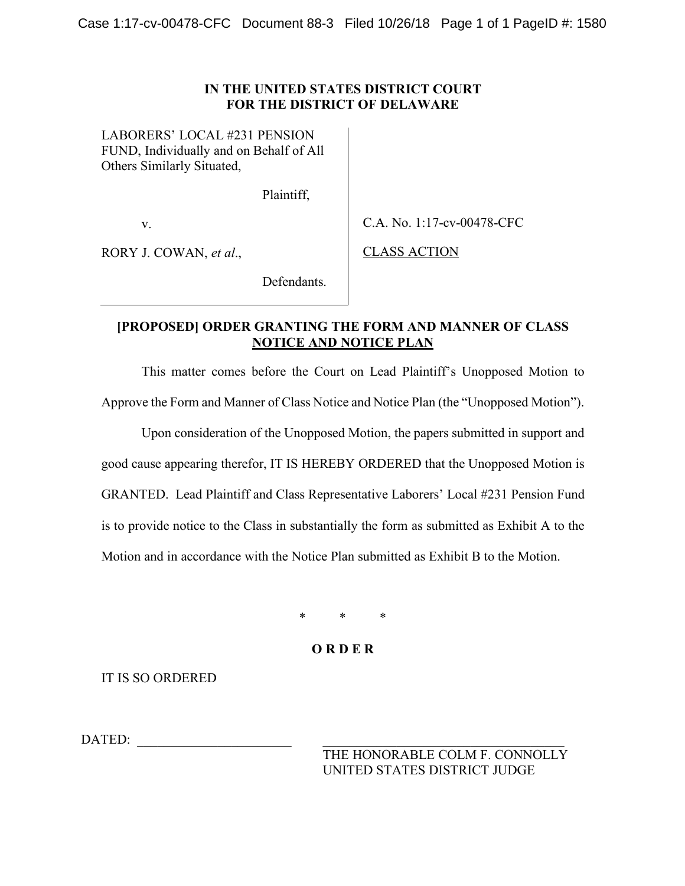**IN THE UNITED STATES DISTRICT COURT**
**FOR THE DISTRICT OF DELAWARE**

| | |
|---|---|
| LABORERS' LOCAL #231 PENSION FUND, Individually and on Behalf of All Others Similarly Situated, | |
| Plaintiff, | |
| v. | C.A. No. 1:17-cv-00478-CFC |
| RORY J. COWAN, *et al*., | CLASS ACTION |
| Defendants. | |

**[PROPOSED] ORDER GRANTING THE FORM AND MANNER OF CLASS NOTICE AND NOTICE PLAN**

This matter comes before the Court on Lead Plaintiff's Unopposed Motion to Approve the Form and Manner of Class Notice and Notice Plan (the "Unopposed Motion").

Upon consideration of the Unopposed Motion, the papers submitted in support and good cause appearing therefor, IT IS HEREBY ORDERED that the Unopposed Motion is GRANTED. Lead Plaintiff and Class Representative Laborers' Local #231 Pension Fund is to provide notice to the Class in substantially the form as submitted as Exhibit A to the Motion and in accordance with the Notice Plan submitted as Exhibit B to the Motion.

\* \* \*

**O R D E R**

IT IS SO ORDERED

DATED: ______________________

______________________________
THE HONORABLE COLM F. CONNOLLY
UNITED STATES DISTRICT JUDGE